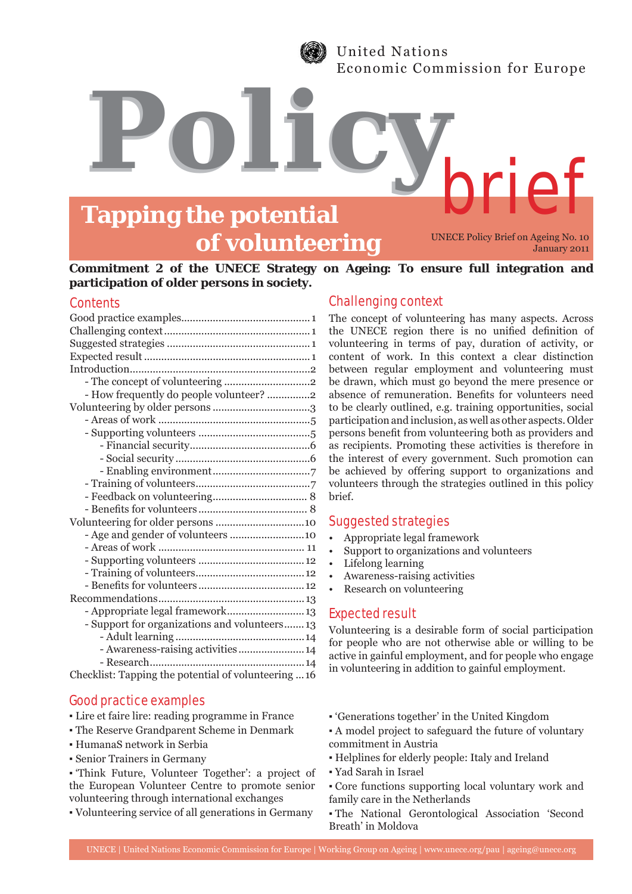United Nations
Economic Commission for Europe

# Policy brief

## Tapping the potential of volunteering

UNECE Policy Brief on Ageing No. 10
January 2011

**Commitment 2 of the UNECE Strategy on Ageing: To ensure full integration and participation of older persons in society.**

## Contents

Good practice examples.......................................... 1
Challenging context.............................................. 1
Suggested strategies ............................................ 1
Expected result ................................................... 1
Introduction......................................................... 2
- The concept of volunteering ............................ 2
- How frequently do people volunteer? .............. 2

Volunteering by older persons ............................. 3
- Areas of work ................................................ 5
- Supporting volunteers ..................................... 5
  - Financial security......................................... 6
  - Social security ............................................. 6
  - Enabling environment.................................. 7
- Training of volunteers...................................... 7
- Feedback on volunteering................................ 8
- Benefits for volunteers .................................... 8

Volunteering for older persons ........................... 10
- Age and gender of volunteers ......................... 10
- Areas of work ................................................ 11
- Supporting volunteers .................................... 12
- Training of volunteers..................................... 12
- Benefits for volunteers ................................... 12

Recommendations................................................. 13
- Appropriate legal framework.......................... 13
- Support for organizations and volunteers....... 13
  - Adult learning ............................................ 14
  - Awareness-raising activities ....................... 14
  - Research..................................................... 14

Checklist: Tapping the potential of volunteering ... 16

## Challenging context

The concept of volunteering has many aspects. Across the UNECE region there is no unified definition of volunteering in terms of pay, duration of activity, or content of work. In this context a clear distinction between regular employment and volunteering must be drawn, which must go beyond the mere presence or absence of remuneration. Benefits for volunteers need to be clearly outlined, e.g. training opportunities, social participation and inclusion, as well as other aspects. Older persons benefit from volunteering both as providers and as recipients. Promoting these activities is therefore in the interest of every government. Such promotion can be achieved by offering support to organizations and volunteers through the strategies outlined in this policy brief.

## Suggested strategies

- Appropriate legal framework
- Support to organizations and volunteers
- Lifelong learning
- Awareness-raising activities
- Research on volunteering

## Expected result

Volunteering is a desirable form of social participation for people who are not otherwise able or willing to be active in gainful employment, and for people who engage in volunteering in addition to gainful employment.

## Good practice examples

- Lire et faire lire: reading programme in France
- The Reserve Grandparent Scheme in Denmark
- HumanaS network in Serbia
- Senior Trainers in Germany
- 'Think Future, Volunteer Together': a project of the European Volunteer Centre to promote senior volunteering through international exchanges
- Volunteering service of all generations in Germany
- 'Generations together' in the United Kingdom
- A model project to safeguard the future of voluntary commitment in Austria
- Helplines for elderly people: Italy and Ireland
- Yad Sarah in Israel
- Core functions supporting local voluntary work and family care in the Netherlands
- The National Gerontological Association 'Second Breath' in Moldova

UNECE | United Nations Economic Commission for Europe | Working Group on Ageing | www.unece.org/pau | ageing@unece.org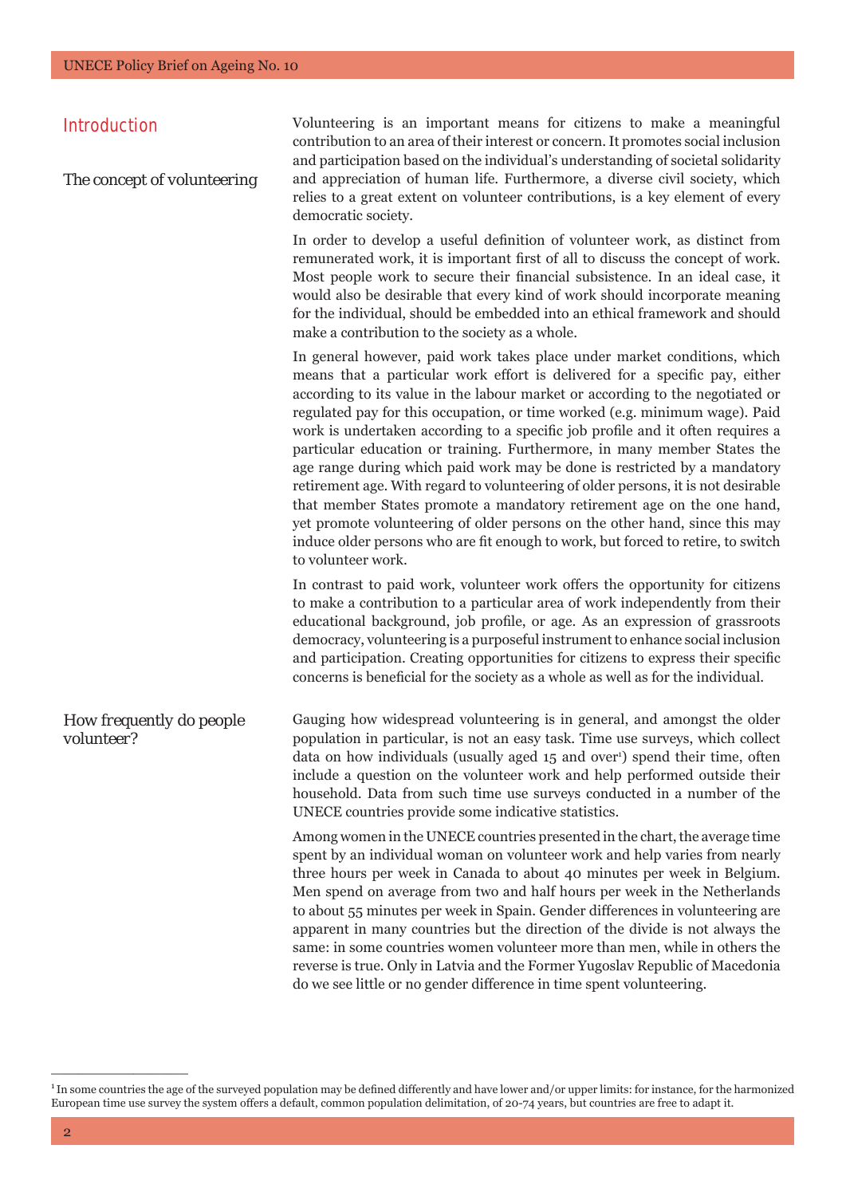## Introduction

### The concept of volunteering

Volunteering is an important means for citizens to make a meaningful contribution to an area of their interest or concern. It promotes social inclusion and participation based on the individual's understanding of societal solidarity and appreciation of human life. Furthermore, a diverse civil society, which relies to a great extent on volunteer contributions, is a key element of every democratic society.

In order to develop a useful definition of volunteer work, as distinct from remunerated work, it is important first of all to discuss the concept of work. Most people work to secure their financial subsistence. In an ideal case, it would also be desirable that every kind of work should incorporate meaning for the individual, should be embedded into an ethical framework and should make a contribution to the society as a whole.

In general however, paid work takes place under market conditions, which means that a particular work effort is delivered for a specific pay, either according to its value in the labour market or according to the negotiated or regulated pay for this occupation, or time worked (e.g. minimum wage). Paid work is undertaken according to a specific job profile and it often requires a particular education or training. Furthermore, in many member States the age range during which paid work may be done is restricted by a mandatory retirement age. With regard to volunteering of older persons, it is not desirable that member States promote a mandatory retirement age on the one hand, yet promote volunteering of older persons on the other hand, since this may induce older persons who are fit enough to work, but forced to retire, to switch to volunteer work.

In contrast to paid work, volunteer work offers the opportunity for citizens to make a contribution to a particular area of work independently from their educational background, job profile, or age. As an expression of grassroots democracy, volunteering is a purposeful instrument to enhance social inclusion and participation. Creating opportunities for citizens to express their specific concerns is beneficial for the society as a whole as well as for the individual.

### How frequently do people volunteer?

Gauging how widespread volunteering is in general, and amongst the older population in particular, is not an easy task. Time use surveys, which collect data on how individuals (usually aged 15 and over[1]) spend their time, often include a question on the volunteer work and help performed outside their household. Data from such time use surveys conducted in a number of the UNECE countries provide some indicative statistics.

Among women in the UNECE countries presented in the chart, the average time spent by an individual woman on volunteer work and help varies from nearly three hours per week in Canada to about 40 minutes per week in Belgium. Men spend on average from two and half hours per week in the Netherlands to about 55 minutes per week in Spain. Gender differences in volunteering are apparent in many countries but the direction of the divide is not always the same: in some countries women volunteer more than men, while in others the reverse is true. Only in Latvia and the Former Yugoslav Republic of Macedonia do we see little or no gender difference in time spent volunteering.

---

[1] In some countries the age of the surveyed population may be defined differently and have lower and/or upper limits: for instance, for the harmonized European time use survey the system offers a default, common population delimitation, of 20-74 years, but countries are free to adapt it.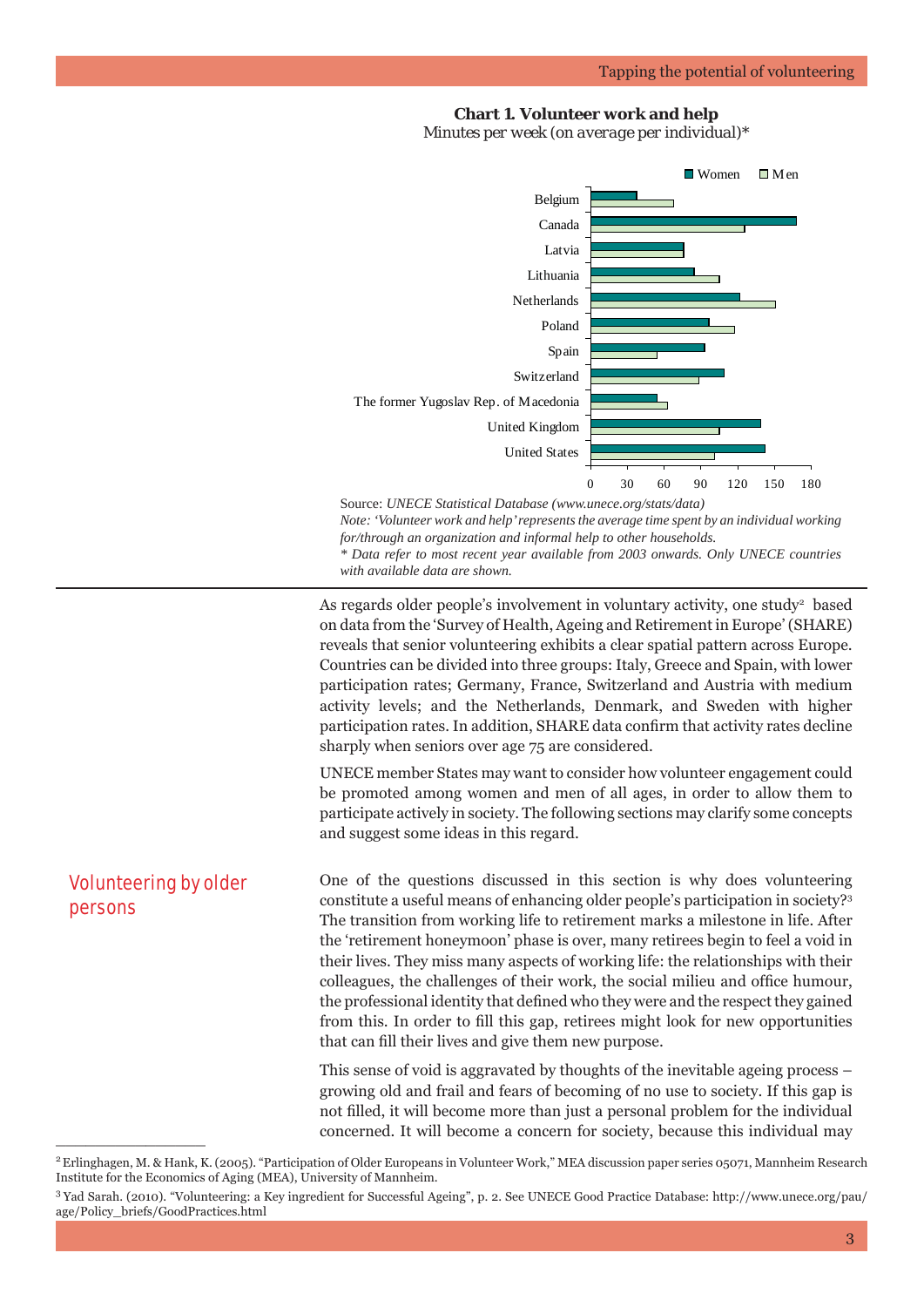**Chart 1. Volunteer work and help**

Minutes per week (on average per individual)*

Source: *UNECE Statistical Database (www.unece.org/stats/data)*

*Note: 'Volunteer work and help' represents the average time spent by an individual working for/through an organization and informal help to other households.*

*\* Data refer to most recent year available from 2003 onwards. Only UNECE countries with available data are shown.*

As regards older people's involvement in voluntary activity, one study[2] based on data from the 'Survey of Health, Ageing and Retirement in Europe' (SHARE) reveals that senior volunteering exhibits a clear spatial pattern across Europe. Countries can be divided into three groups: Italy, Greece and Spain, with lower participation rates; Germany, France, Switzerland and Austria with medium activity levels; and the Netherlands, Denmark, and Sweden with higher participation rates. In addition, SHARE data confirm that activity rates decline sharply when seniors over age 75 are considered.

UNECE member States may want to consider how volunteer engagement could be promoted among women and men of all ages, in order to allow them to participate actively in society. The following sections may clarify some concepts and suggest some ideas in this regard.

## Volunteering by older persons

One of the questions discussed in this section is why does volunteering constitute a useful means of enhancing older people's participation in society?[3] The transition from working life to retirement marks a milestone in life. After the 'retirement honeymoon' phase is over, many retirees begin to feel a void in their lives. They miss many aspects of working life: the relationships with their colleagues, the challenges of their work, the social milieu and office humour, the professional identity that defined who they were and the respect they gained from this. In order to fill this gap, retirees might look for new opportunities that can fill their lives and give them new purpose.

This sense of void is aggravated by thoughts of the inevitable ageing process – growing old and frail and fears of becoming of no use to society. If this gap is not filled, it will become more than just a personal problem for the individual concerned. It will become a concern for society, because this individual may

---

[2] Erlinghagen, M. & Hank, K. (2005). "Participation of Older Europeans in Volunteer Work," MEA discussion paper series 05071, Mannheim Research Institute for the Economics of Aging (MEA), University of Mannheim.

[3] Yad Sarah. (2010). "Volunteering: a Key ingredient for Successful Ageing", p. 2. See UNECE Good Practice Database: http://www.unece.org/pau/age/Policy_briefs/GoodPractices.html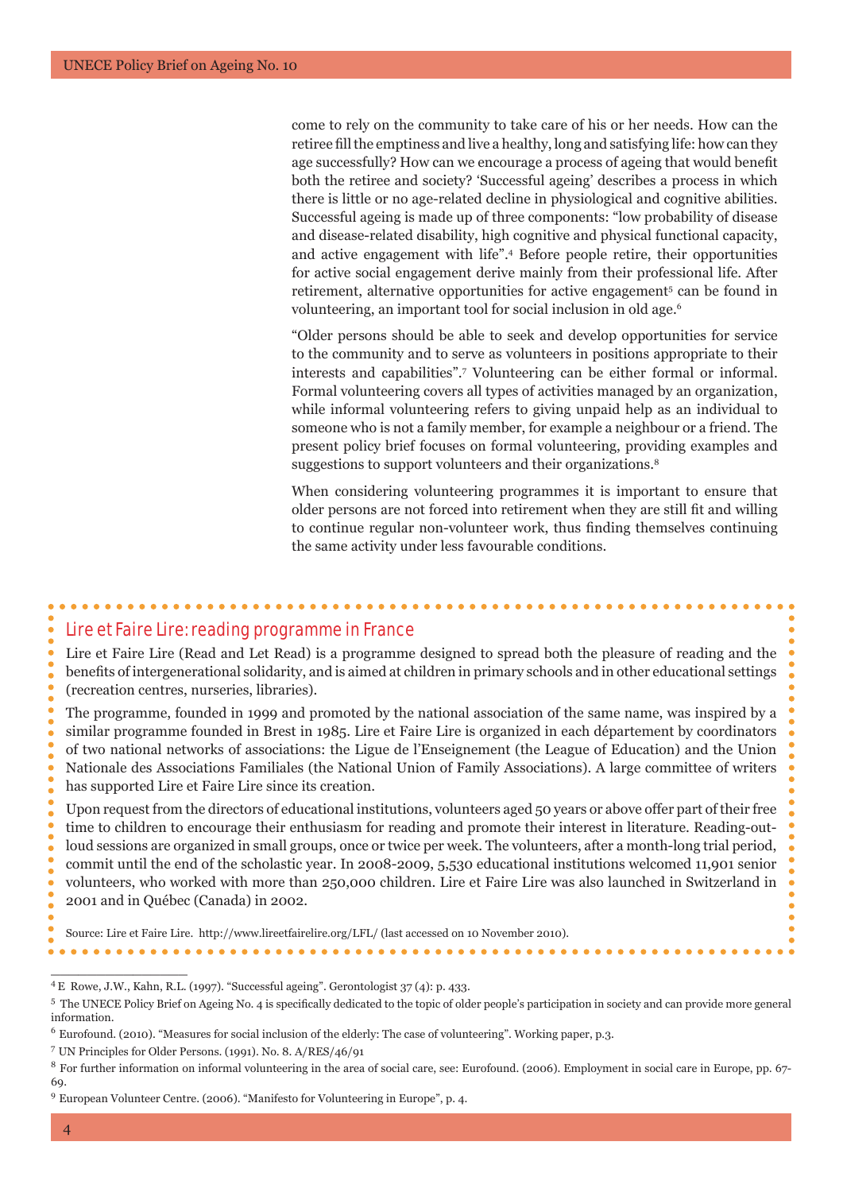come to rely on the community to take care of his or her needs. How can the retiree fill the emptiness and live a healthy, long and satisfying life: how can they age successfully? How can we encourage a process of ageing that would benefit both the retiree and society? 'Successful ageing' describes a process in which there is little or no age-related decline in physiological and cognitive abilities. Successful ageing is made up of three components: "low probability of disease and disease-related disability, high cognitive and physical functional capacity, and active engagement with life".[4] Before people retire, their opportunities for active social engagement derive mainly from their professional life. After retirement, alternative opportunities for active engagement[5] can be found in volunteering, an important tool for social inclusion in old age.[6]

"Older persons should be able to seek and develop opportunities for service to the community and to serve as volunteers in positions appropriate to their interests and capabilities".[7] Volunteering can be either formal or informal. Formal volunteering covers all types of activities managed by an organization, while informal volunteering refers to giving unpaid help as an individual to someone who is not a family member, for example a neighbour or a friend. The present policy brief focuses on formal volunteering, providing examples and suggestions to support volunteers and their organizations.[8]

When considering volunteering programmes it is important to ensure that older persons are not forced into retirement when they are still fit and willing to continue regular non-volunteer work, thus finding themselves continuing the same activity under less favourable conditions.

### Lire et Faire Lire: reading programme in France

Lire et Faire Lire (Read and Let Read) is a programme designed to spread both the pleasure of reading and the benefits of intergenerational solidarity, and is aimed at children in primary schools and in other educational settings (recreation centres, nurseries, libraries).

The programme, founded in 1999 and promoted by the national association of the same name, was inspired by a similar programme founded in Brest in 1985. Lire et Faire Lire is organized in each département by coordinators of two national networks of associations: the Ligue de l'Enseignement (the League of Education) and the Union Nationale des Associations Familiales (the National Union of Family Associations). A large committee of writers has supported Lire et Faire Lire since its creation.

Upon request from the directors of educational institutions, volunteers aged 50 years or above offer part of their free time to children to encourage their enthusiasm for reading and promote their interest in literature. Reading-out-loud sessions are organized in small groups, once or twice per week. The volunteers, after a month-long trial period, commit until the end of the scholastic year. In 2008-2009, 5,530 educational institutions welcomed 11,901 senior volunteers, who worked with more than 250,000 children. Lire et Faire Lire was also launched in Switzerland in 2001 and in Québec (Canada) in 2002.

Source: Lire et Faire Lire. http://www.lireetfairelire.org/LFL/ (last accessed on 10 November 2010).

---

[4] E Rowe, J.W., Kahn, R.L. (1997). "Successful ageing". Gerontologist 37 (4): p. 433.

[5] The UNECE Policy Brief on Ageing No. 4 is specifically dedicated to the topic of older people's participation in society and can provide more general information.

[6] Eurofound. (2010). "Measures for social inclusion of the elderly: The case of volunteering". Working paper, p.3.

[7] UN Principles for Older Persons. (1991). No. 8. A/RES/46/91

[8] For further information on informal volunteering in the area of social care, see: Eurofound. (2006). Employment in social care in Europe, pp. 67-69.

[9] European Volunteer Centre. (2006). "Manifesto for Volunteering in Europe", p. 4.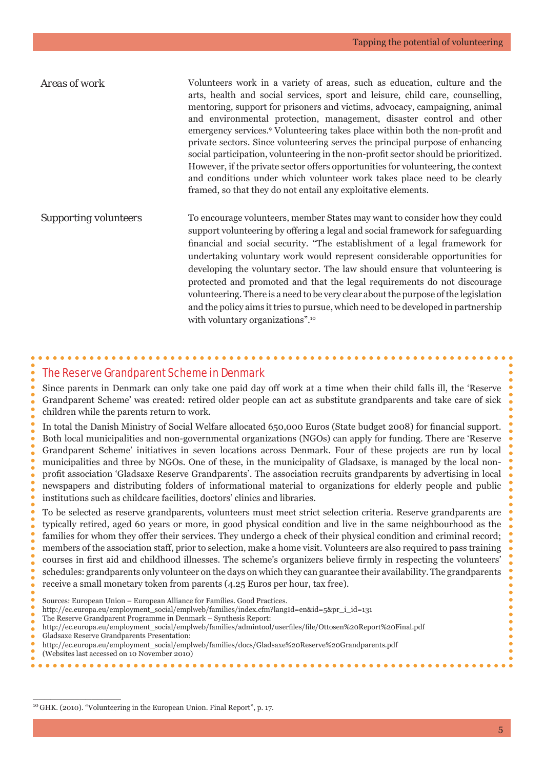### Areas of work

Volunteers work in a variety of areas, such as education, culture and the arts, health and social services, sport and leisure, child care, counselling, mentoring, support for prisoners and victims, advocacy, campaigning, animal and environmental protection, management, disaster control and other emergency services.[9] Volunteering takes place within both the non-profit and private sectors. Since volunteering serves the principal purpose of enhancing social participation, volunteering in the non-profit sector should be prioritized. However, if the private sector offers opportunities for volunteering, the context and conditions under which volunteer work takes place need to be clearly framed, so that they do not entail any exploitative elements.

### Supporting volunteers

To encourage volunteers, member States may want to consider how they could support volunteering by offering a legal and social framework for safeguarding financial and social security. "The establishment of a legal framework for undertaking voluntary work would represent considerable opportunities for developing the voluntary sector. The law should ensure that volunteering is protected and promoted and that the legal requirements do not discourage volunteering. There is a need to be very clear about the purpose of the legislation and the policy aims it tries to pursue, which need to be developed in partnership with voluntary organizations".[10]

## The Reserve Grandparent Scheme in Denmark

Since parents in Denmark can only take one paid day off work at a time when their child falls ill, the 'Reserve Grandparent Scheme' was created: retired older people can act as substitute grandparents and take care of sick children while the parents return to work.

In total the Danish Ministry of Social Welfare allocated 650,000 Euros (State budget 2008) for financial support. Both local municipalities and non-governmental organizations (NGOs) can apply for funding. There are 'Reserve Grandparent Scheme' initiatives in seven locations across Denmark. Four of these projects are run by local municipalities and three by NGOs. One of these, in the municipality of Gladsaxe, is managed by the local non-profit association 'Gladsaxe Reserve Grandparents'. The association recruits grandparents by advertising in local newspapers and distributing folders of informational material to organizations for elderly people and public institutions such as childcare facilities, doctors' clinics and libraries.

To be selected as reserve grandparents, volunteers must meet strict selection criteria. Reserve grandparents are typically retired, aged 60 years or more, in good physical condition and live in the same neighbourhood as the families for whom they offer their services. They undergo a check of their physical condition and criminal record; members of the association staff, prior to selection, make a home visit. Volunteers are also required to pass training courses in first aid and childhood illnesses. The scheme's organizers believe firmly in respecting the volunteers' schedules: grandparents only volunteer on the days on which they can guarantee their availability. The grandparents receive a small monetary token from parents (4.25 Euros per hour, tax free).

Sources: European Union – European Alliance for Families. Good Practices.
http://ec.europa.eu/employment_social/emplweb/families/index.cfm?langId=en&id=5&pr_i_id=131
The Reserve Grandparent Programme in Denmark – Synthesis Report:
http://ec.europa.eu/employment_social/emplweb/families/admintool/userfiles/file/Ottosen%20Report%20Final.pdf
Gladsaxe Reserve Grandparents Presentation:
http://ec.europa.eu/employment_social/emplweb/families/docs/Gladsaxe%20Reserve%20Grandparents.pdf
(Websites last accessed on 10 November 2010)

---

[10] GHK. (2010). "Volunteering in the European Union. Final Report", p. 17.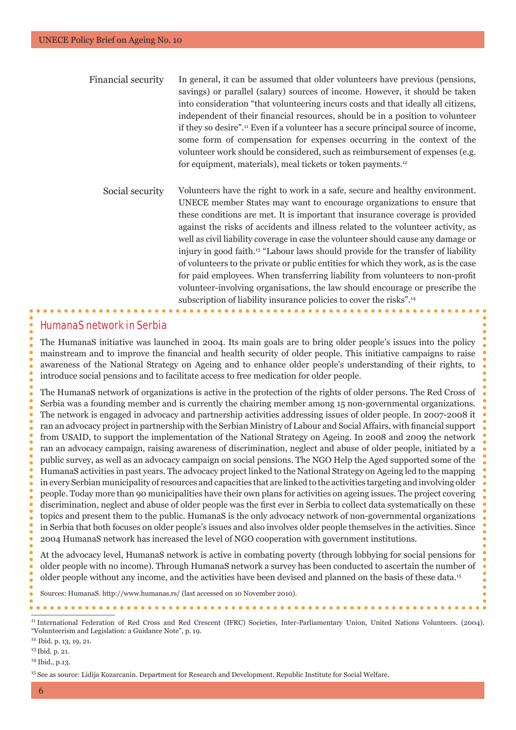**Financial security**

In general, it can be assumed that older volunteers have previous (pensions, savings) or parallel (salary) sources of income. However, it should be taken into consideration "that volunteering incurs costs and that ideally all citizens, independent of their financial resources, should be in a position to volunteer if they so desire".[11] Even if a volunteer has a secure principal source of income, some form of compensation for expenses occurring in the context of the volunteer work should be considered, such as reimbursement of expenses (e.g. for equipment, materials), meal tickets or token payments.[12]

**Social security**

Volunteers have the right to work in a safe, secure and healthy environment. UNECE member States may want to encourage organizations to ensure that these conditions are met. It is important that insurance coverage is provided against the risks of accidents and illness related to the volunteer activity, as well as civil liability coverage in case the volunteer should cause any damage or injury in good faith.[13] "Labour laws should provide for the transfer of liability of volunteers to the private or public entities for which they work, as is the case for paid employees. When transferring liability from volunteers to non-profit volunteer-involving organisations, the law should encourage or prescribe the subscription of liability insurance policies to cover the risks".[14]

## HumanaS network in Serbia

The HumanaS initiative was launched in 2004. Its main goals are to bring older people's issues into the policy mainstream and to improve the financial and health security of older people. This initiative campaigns to raise awareness of the National Strategy on Ageing and to enhance older people's understanding of their rights, to introduce social pensions and to facilitate access to free medication for older people.

The HumanaS network of organizations is active in the protection of the rights of older persons. The Red Cross of Serbia was a founding member and is currently the chairing member among 15 non-governmental organizations. The network is engaged in advocacy and partnership activities addressing issues of older people. In 2007-2008 it ran an advocacy project in partnership with the Serbian Ministry of Labour and Social Affairs, with financial support from USAID, to support the implementation of the National Strategy on Ageing. In 2008 and 2009 the network ran an advocacy campaign, raising awareness of discrimination, neglect and abuse of older people, initiated by a public survey, as well as an advocacy campaign on social pensions. The NGO Help the Aged supported some of the HumanaS activities in past years. The advocacy project linked to the National Strategy on Ageing led to the mapping in every Serbian municipality of resources and capacities that are linked to the activities targeting and involving older people. Today more than 90 municipalities have their own plans for activities on ageing issues. The project covering discrimination, neglect and abuse of older people was the first ever in Serbia to collect data systematically on these topics and present them to the public. HumanaS is the only advocacy network of non-governmental organizations in Serbia that both focuses on older people's issues and also involves older people themselves in the activities. Since 2004 HumanaS network has increased the level of NGO cooperation with government institutions.

At the advocacy level, HumanaS network is active in combating poverty (through lobbying for social pensions for older people with no income). Through HumanaS network a survey has been conducted to ascertain the number of older people without any income, and the activities have been devised and planned on the basis of these data.[15]

Sources: HumanaS. http://www.humanas.rs/ (last accessed on 10 November 2010).

---

[11] International Federation of Red Cross and Red Crescent (IFRC) Societies, Inter-Parliamentary Union, United Nations Volunteers. (2004). "Volunteerism and Legislation: a Guidance Note", p. 19.

[12] Ibid. p. 13, 19, 21.

[13] Ibid. p. 21.

[14] Ibid., p.13.

[15] See as source: Lidija Kozarcanin. Department for Research and Development. Republic Institute for Social Welfare.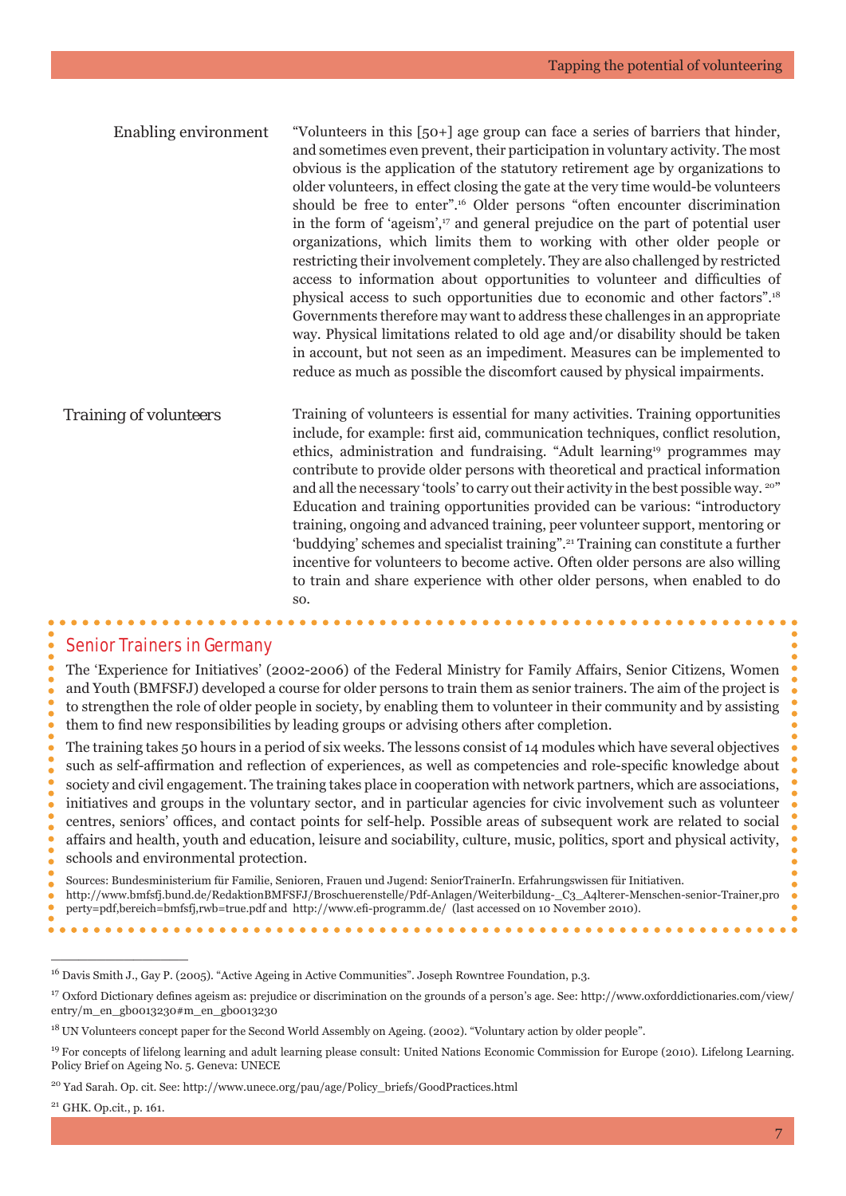### Enabling environment

"Volunteers in this [50+] age group can face a series of barriers that hinder, and sometimes even prevent, their participation in voluntary activity. The most obvious is the application of the statutory retirement age by organizations to older volunteers, in effect closing the gate at the very time would-be volunteers should be free to enter".[16] Older persons "often encounter discrimination in the form of 'ageism',[17] and general prejudice on the part of potential user organizations, which limits them to working with other older people or restricting their involvement completely. They are also challenged by restricted access to information about opportunities to volunteer and difficulties of physical access to such opportunities due to economic and other factors".[18] Governments therefore may want to address these challenges in an appropriate way. Physical limitations related to old age and/or disability should be taken in account, but not seen as an impediment. Measures can be implemented to reduce as much as possible the discomfort caused by physical impairments.

### Training of volunteers

Training of volunteers is essential for many activities. Training opportunities include, for example: first aid, communication techniques, conflict resolution, ethics, administration and fundraising. "Adult learning[19] programmes may contribute to provide older persons with theoretical and practical information and all the necessary 'tools' to carry out their activity in the best possible way. [20]" Education and training opportunities provided can be various: "introductory training, ongoing and advanced training, peer volunteer support, mentoring or 'buddying' schemes and specialist training".[21] Training can constitute a further incentive for volunteers to become active. Often older persons are also willing to train and share experience with other older persons, when enabled to do so.

## Senior Trainers in Germany

The 'Experience for Initiatives' (2002-2006) of the Federal Ministry for Family Affairs, Senior Citizens, Women and Youth (BMFSFJ) developed a course for older persons to train them as senior trainers. The aim of the project is to strengthen the role of older people in society, by enabling them to volunteer in their community and by assisting them to find new responsibilities by leading groups or advising others after completion.

The training takes 50 hours in a period of six weeks. The lessons consist of 14 modules which have several objectives such as self-affirmation and reflection of experiences, as well as competencies and role-specific knowledge about society and civil engagement. The training takes place in cooperation with network partners, which are associations, initiatives and groups in the voluntary sector, and in particular agencies for civic involvement such as volunteer centres, seniors' offices, and contact points for self-help. Possible areas of subsequent work are related to social affairs and health, youth and education, leisure and sociability, culture, music, politics, sport and physical activity, schools and environmental protection.

Sources: Bundesministerium für Familie, Senioren, Frauen und Jugend: SeniorTrainerIn. Erfahrungswissen für Initiativen. http://www.bmfsfj.bund.de/RedaktionBMFSFJ/Broschuerenstelle/Pdf-Anlagen/Weiterbildung-_C3_A4lterer-Menschen-senior-Trainer,property=pdf,bereich=bmfsfj,rwb=true.pdf and http://www.efi-programm.de/ (last accessed on 10 November 2010).

---

[16] Davis Smith J., Gay P. (2005). "Active Ageing in Active Communities". Joseph Rowntree Foundation, p.3.

[17] Oxford Dictionary defines ageism as: prejudice or discrimination on the grounds of a person's age. See: http://www.oxforddictionaries.com/view/entry/m_en_gb0013230#m_en_gb0013230

[18] UN Volunteers concept paper for the Second World Assembly on Ageing. (2002). "Voluntary action by older people".

[19] For concepts of lifelong learning and adult learning please consult: United Nations Economic Commission for Europe (2010). Lifelong Learning. Policy Brief on Ageing No. 5. Geneva: UNECE

[20] Yad Sarah. Op. cit. See: http://www.unece.org/pau/age/Policy_briefs/GoodPractices.html

[21] GHK. Op.cit., p. 161.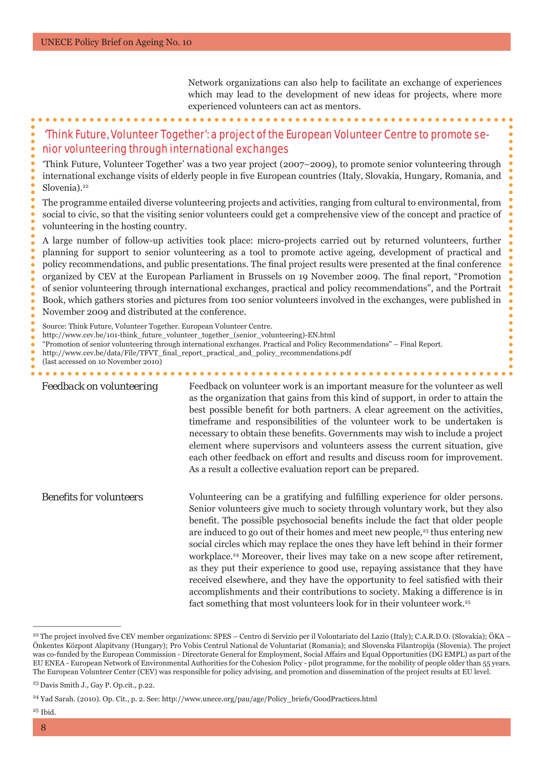Network organizations can also help to facilitate an exchange of experiences which may lead to the development of new ideas for projects, where more experienced volunteers can act as mentors.

### 'Think Future, Volunteer Together': a project of the European Volunteer Centre to promote senior volunteering through international exchanges

'Think Future, Volunteer Together' was a two year project (2007–2009), to promote senior volunteering through international exchange visits of elderly people in five European countries (Italy, Slovakia, Hungary, Romania, and Slovenia).[22]

The programme entailed diverse volunteering projects and activities, ranging from cultural to environmental, from social to civic, so that the visiting senior volunteers could get a comprehensive view of the concept and practice of volunteering in the hosting country.

A large number of follow-up activities took place: micro-projects carried out by returned volunteers, further planning for support to senior volunteering as a tool to promote active ageing, development of practical and policy recommendations, and public presentations. The final project results were presented at the final conference organized by CEV at the European Parliament in Brussels on 19 November 2009. The final report, "Promotion of senior volunteering through international exchanges, practical and policy recommendations", and the Portrait Book, which gathers stories and pictures from 100 senior volunteers involved in the exchanges, were published in November 2009 and distributed at the conference.

Source: Think Future, Volunteer Together. European Volunteer Centre.
http://www.cev.be/101-think_future_volunteer_together_(senior_volunteering)-EN.html
"Promotion of senior volunteering through international exchanges. Practical and Policy Recommendations" – Final Report.
http://www.cev.be/data/File/TFVT_final_report_practical_and_policy_recommendations.pdf
(last accessed on 10 November 2010)

### Feedback on volunteering

Feedback on volunteer work is an important measure for the volunteer as well as the organization that gains from this kind of support, in order to attain the best possible benefit for both partners. A clear agreement on the activities, timeframe and responsibilities of the volunteer work to be undertaken is necessary to obtain these benefits. Governments may wish to include a project element where supervisors and volunteers assess the current situation, give each other feedback on effort and results and discuss room for improvement. As a result a collective evaluation report can be prepared.

### Benefits for volunteers

Volunteering can be a gratifying and fulfilling experience for older persons. Senior volunteers give much to society through voluntary work, but they also benefit. The possible psychosocial benefits include the fact that older people are induced to go out of their homes and meet new people,[23] thus entering new social circles which may replace the ones they have left behind in their former workplace.[24] Moreover, their lives may take on a new scope after retirement, as they put their experience to good use, repaying assistance that they have received elsewhere, and they have the opportunity to feel satisfied with their accomplishments and their contributions to society. Making a difference is in fact something that most volunteers look for in their volunteer work.[25]

---

[22] The project involved five CEV member organizations: SPES – Centro di Servizio per il Volontariato del Lazio (Italy); C.A.R.D.O. (Slovakia); ÖKA – Önkentes Központ Alapitvany (Hungary); Pro Vobis Centrul National de Voluntariat (Romania); and Slovenska Filantropija (Slovenia). The project was co-funded by the European Commission - Directorate General for Employment, Social Affairs and Equal Opportunities (DG EMPL) as part of the EU ENEA - European Network of Environmental Authorities for the Cohesion Policy - pilot programme, for the mobility of people older than 55 years. The European Volunteer Center (CEV) was responsible for policy advising, and promotion and dissemination of the project results at EU level.

[23] Davis Smith J., Gay P. Op.cit., p.22.

[24] Yad Sarah. (2010). Op. Cit., p. 2. See: http://www.unece.org/pau/age/Policy_briefs/GoodPractices.html

[25] Ibid.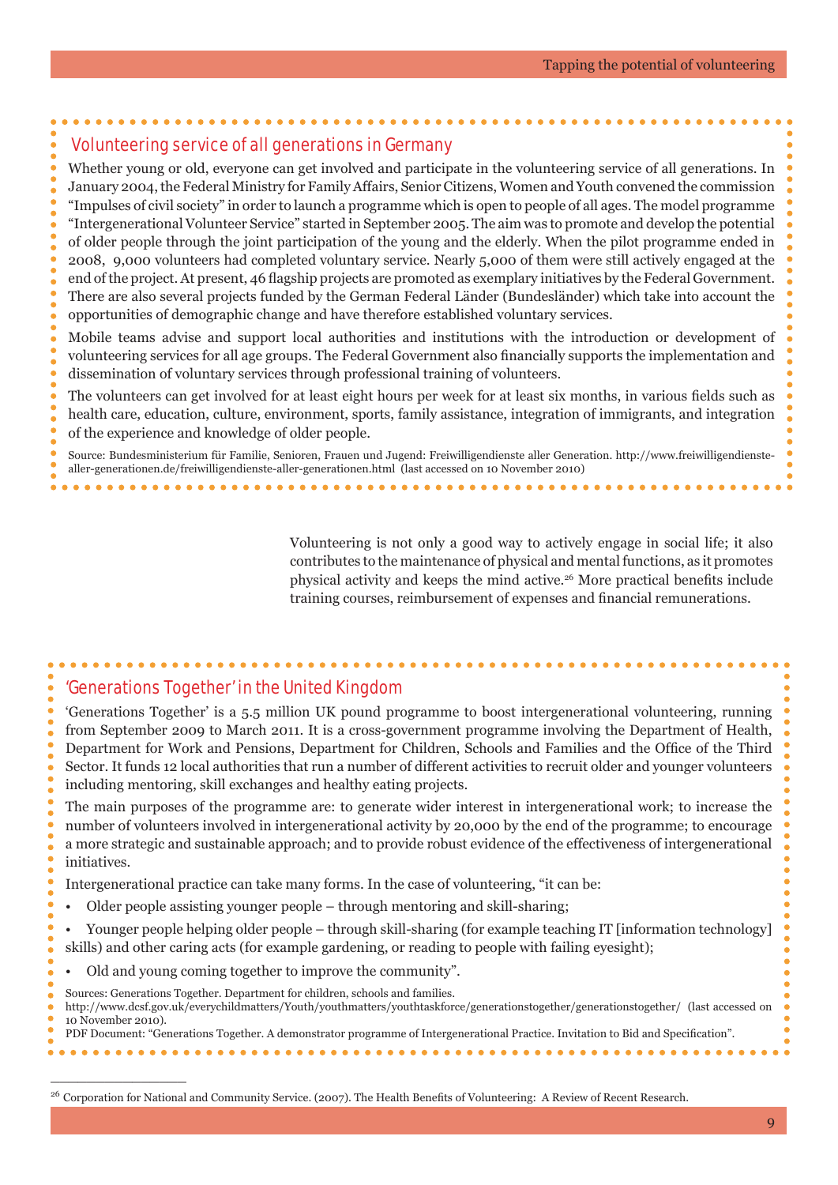### Volunteering service of all generations in Germany

Whether young or old, everyone can get involved and participate in the volunteering service of all generations. In January 2004, the Federal Ministry for Family Affairs, Senior Citizens, Women and Youth convened the commission "Impulses of civil society" in order to launch a programme which is open to people of all ages. The model programme "Intergenerational Volunteer Service" started in September 2005. The aim was to promote and develop the potential of older people through the joint participation of the young and the elderly. When the pilot programme ended in 2008, 9,000 volunteers had completed voluntary service. Nearly 5,000 of them were still actively engaged at the end of the project. At present, 46 flagship projects are promoted as exemplary initiatives by the Federal Government. There are also several projects funded by the German Federal Länder (Bundesländer) which take into account the opportunities of demographic change and have therefore established voluntary services.

Mobile teams advise and support local authorities and institutions with the introduction or development of volunteering services for all age groups. The Federal Government also financially supports the implementation and dissemination of voluntary services through professional training of volunteers.

The volunteers can get involved for at least eight hours per week for at least six months, in various fields such as health care, education, culture, environment, sports, family assistance, integration of immigrants, and integration of the experience and knowledge of older people.

Source: Bundesministerium für Familie, Senioren, Frauen und Jugend: Freiwilligendienste aller Generation. http://www.freiwilligendienste-aller-generationen.de/freiwilligendienste-aller-generationen.html (last accessed on 10 November 2010)

Volunteering is not only a good way to actively engage in social life; it also contributes to the maintenance of physical and mental functions, as it promotes physical activity and keeps the mind active.[26] More practical benefits include training courses, reimbursement of expenses and financial remunerations.

### 'Generations Together' in the United Kingdom

'Generations Together' is a 5.5 million UK pound programme to boost intergenerational volunteering, running from September 2009 to March 2011. It is a cross-government programme involving the Department of Health, Department for Work and Pensions, Department for Children, Schools and Families and the Office of the Third Sector. It funds 12 local authorities that run a number of different activities to recruit older and younger volunteers including mentoring, skill exchanges and healthy eating projects.

The main purposes of the programme are: to generate wider interest in intergenerational work; to increase the number of volunteers involved in intergenerational activity by 20,000 by the end of the programme; to encourage a more strategic and sustainable approach; and to provide robust evidence of the effectiveness of intergenerational initiatives.

Intergenerational practice can take many forms. In the case of volunteering, "it can be:

- Older people assisting younger people – through mentoring and skill-sharing;
- Younger people helping older people – through skill-sharing (for example teaching IT [information technology] skills) and other caring acts (for example gardening, or reading to people with failing eyesight);
- Old and young coming together to improve the community".

Sources: Generations Together. Department for children, schools and families.
http://www.dcsf.gov.uk/everychildmatters/Youth/youthmatters/youthtaskforce/generationstogether/generationstogether/ (last accessed on 10 November 2010).
PDF Document: "Generations Together. A demonstrator programme of Intergenerational Practice. Invitation to Bid and Specification".

[26] Corporation for National and Community Service. (2007). The Health Benefits of Volunteering: A Review of Recent Research.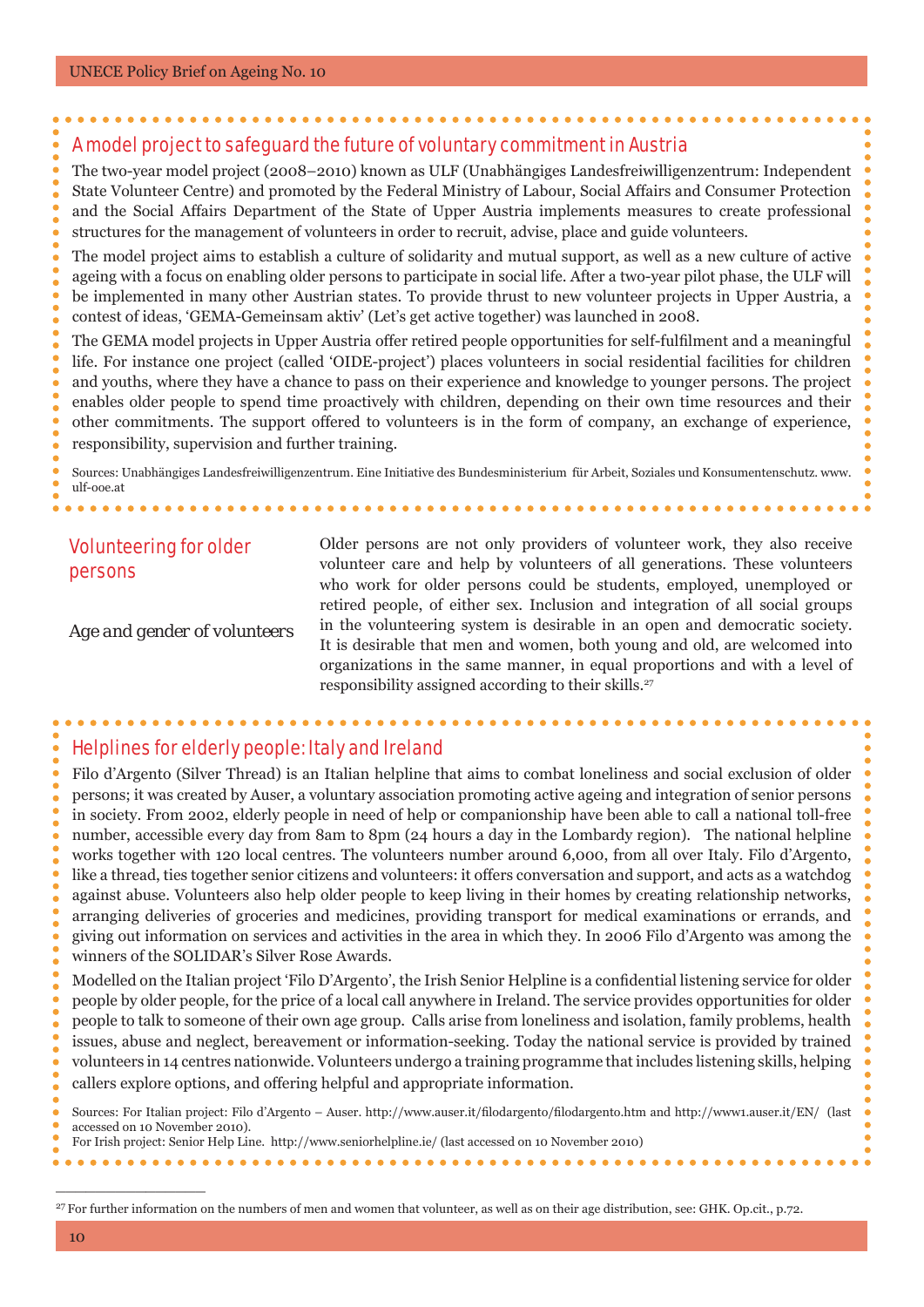### A model project to safeguard the future of voluntary commitment in Austria

The two-year model project (2008–2010) known as ULF (Unabhängiges Landesfreiwilligenzentrum: Independent State Volunteer Centre) and promoted by the Federal Ministry of Labour, Social Affairs and Consumer Protection and the Social Affairs Department of the State of Upper Austria implements measures to create professional structures for the management of volunteers in order to recruit, advise, place and guide volunteers.

The model project aims to establish a culture of solidarity and mutual support, as well as a new culture of active ageing with a focus on enabling older persons to participate in social life. After a two-year pilot phase, the ULF will be implemented in many other Austrian states. To provide thrust to new volunteer projects in Upper Austria, a contest of ideas, 'GEMA-Gemeinsam aktiv' (Let's get active together) was launched in 2008.

The GEMA model projects in Upper Austria offer retired people opportunities for self-fulfilment and a meaningful life. For instance one project (called 'OIDE-project') places volunteers in social residential facilities for children and youths, where they have a chance to pass on their experience and knowledge to younger persons. The project enables older people to spend time proactively with children, depending on their own time resources and their other commitments. The support offered to volunteers is in the form of company, an exchange of experience, responsibility, supervision and further training.

Sources: Unabhängiges Landesfreiwilligenzentrum. Eine Initiative des Bundesministerium für Arbeit, Soziales und Konsumentenschutz. www.ulf-ooe.at

## Volunteering for older persons

### Age and gender of volunteers

Older persons are not only providers of volunteer work, they also receive volunteer care and help by volunteers of all generations. These volunteers who work for older persons could be students, employed, unemployed or retired people, of either sex. Inclusion and integration of all social groups in the volunteering system is desirable in an open and democratic society. It is desirable that men and women, both young and old, are welcomed into organizations in the same manner, in equal proportions and with a level of responsibility assigned according to their skills.[27]

### Helplines for elderly people: Italy and Ireland

Filo d'Argento (Silver Thread) is an Italian helpline that aims to combat loneliness and social exclusion of older persons; it was created by Auser, a voluntary association promoting active ageing and integration of senior persons in society. From 2002, elderly people in need of help or companionship have been able to call a national toll-free number, accessible every day from 8am to 8pm (24 hours a day in the Lombardy region). The national helpline works together with 120 local centres. The volunteers number around 6,000, from all over Italy. Filo d'Argento, like a thread, ties together senior citizens and volunteers: it offers conversation and support, and acts as a watchdog against abuse. Volunteers also help older people to keep living in their homes by creating relationship networks, arranging deliveries of groceries and medicines, providing transport for medical examinations or errands, and giving out information on services and activities in the area in which they. In 2006 Filo d'Argento was among the winners of the SOLIDAR's Silver Rose Awards.

Modelled on the Italian project 'Filo D'Argento', the Irish Senior Helpline is a confidential listening service for older people by older people, for the price of a local call anywhere in Ireland. The service provides opportunities for older people to talk to someone of their own age group. Calls arise from loneliness and isolation, family problems, health issues, abuse and neglect, bereavement or information-seeking. Today the national service is provided by trained volunteers in 14 centres nationwide. Volunteers undergo a training programme that includes listening skills, helping callers explore options, and offering helpful and appropriate information.

Sources: For Italian project: Filo d'Argento – Auser. http://www.auser.it/filodargento/filodargento.htm and http://www1.auser.it/EN/ (last accessed on 10 November 2010).
For Irish project: Senior Help Line. http://www.seniorhelpline.ie/ (last accessed on 10 November 2010)

---

[27] For further information on the numbers of men and women that volunteer, as well as on their age distribution, see: GHK. Op.cit., p.72.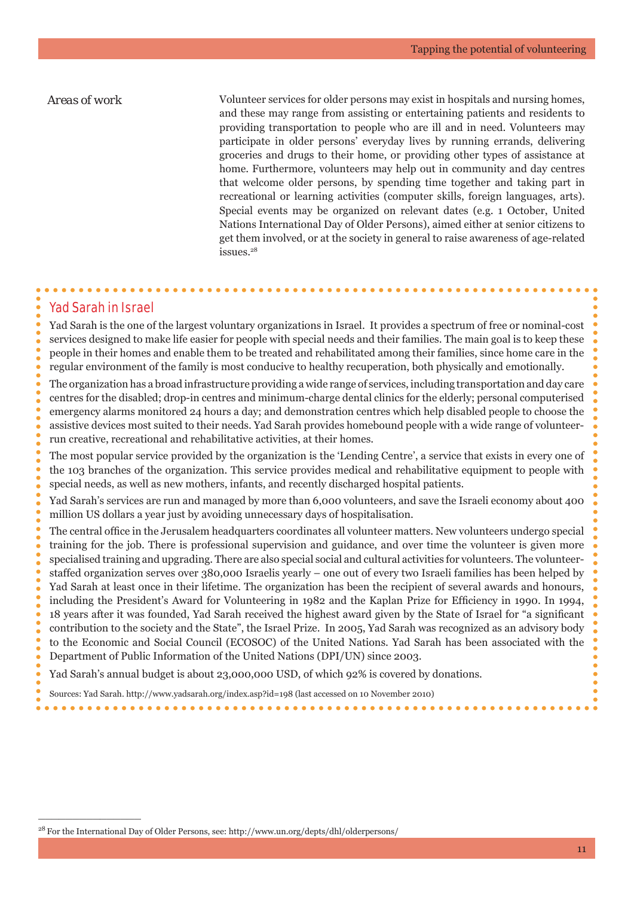Areas of work

Volunteer services for older persons may exist in hospitals and nursing homes, and these may range from assisting or entertaining patients and residents to providing transportation to people who are ill and in need. Volunteers may participate in older persons' everyday lives by running errands, delivering groceries and drugs to their home, or providing other types of assistance at home. Furthermore, volunteers may help out in community and day centres that welcome older persons, by spending time together and taking part in recreational or learning activities (computer skills, foreign languages, arts). Special events may be organized on relevant dates (e.g. 1 October, United Nations International Day of Older Persons), aimed either at senior citizens to get them involved, or at the society in general to raise awareness of age-related issues.[28]

## Yad Sarah in Israel

Yad Sarah is the one of the largest voluntary organizations in Israel. It provides a spectrum of free or nominal-cost services designed to make life easier for people with special needs and their families. The main goal is to keep these people in their homes and enable them to be treated and rehabilitated among their families, since home care in the regular environment of the family is most conducive to healthy recuperation, both physically and emotionally.

The organization has a broad infrastructure providing a wide range of services, including transportation and day care centres for the disabled; drop-in centres and minimum-charge dental clinics for the elderly; personal computerised emergency alarms monitored 24 hours a day; and demonstration centres which help disabled people to choose the assistive devices most suited to their needs. Yad Sarah provides homebound people with a wide range of volunteer-run creative, recreational and rehabilitative activities, at their homes.

The most popular service provided by the organization is the 'Lending Centre', a service that exists in every one of the 103 branches of the organization. This service provides medical and rehabilitative equipment to people with special needs, as well as new mothers, infants, and recently discharged hospital patients.

Yad Sarah's services are run and managed by more than 6,000 volunteers, and save the Israeli economy about 400 million US dollars a year just by avoiding unnecessary days of hospitalisation.

The central office in the Jerusalem headquarters coordinates all volunteer matters. New volunteers undergo special training for the job. There is professional supervision and guidance, and over time the volunteer is given more specialised training and upgrading. There are also special social and cultural activities for volunteers. The volunteer-staffed organization serves over 380,000 Israelis yearly – one out of every two Israeli families has been helped by Yad Sarah at least once in their lifetime. The organization has been the recipient of several awards and honours, including the President's Award for Volunteering in 1982 and the Kaplan Prize for Efficiency in 1990. In 1994, 18 years after it was founded, Yad Sarah received the highest award given by the State of Israel for "a significant contribution to the society and the State", the Israel Prize. In 2005, Yad Sarah was recognized as an advisory body to the Economic and Social Council (ECOSOC) of the United Nations. Yad Sarah has been associated with the Department of Public Information of the United Nations (DPI/UN) since 2003.

Yad Sarah's annual budget is about 23,000,000 USD, of which 92% is covered by donations.

Sources: Yad Sarah. http://www.yadsarah.org/index.asp?id=198 (last accessed on 10 November 2010)

---

[28] For the International Day of Older Persons, see: http://www.un.org/depts/dhl/olderpersons/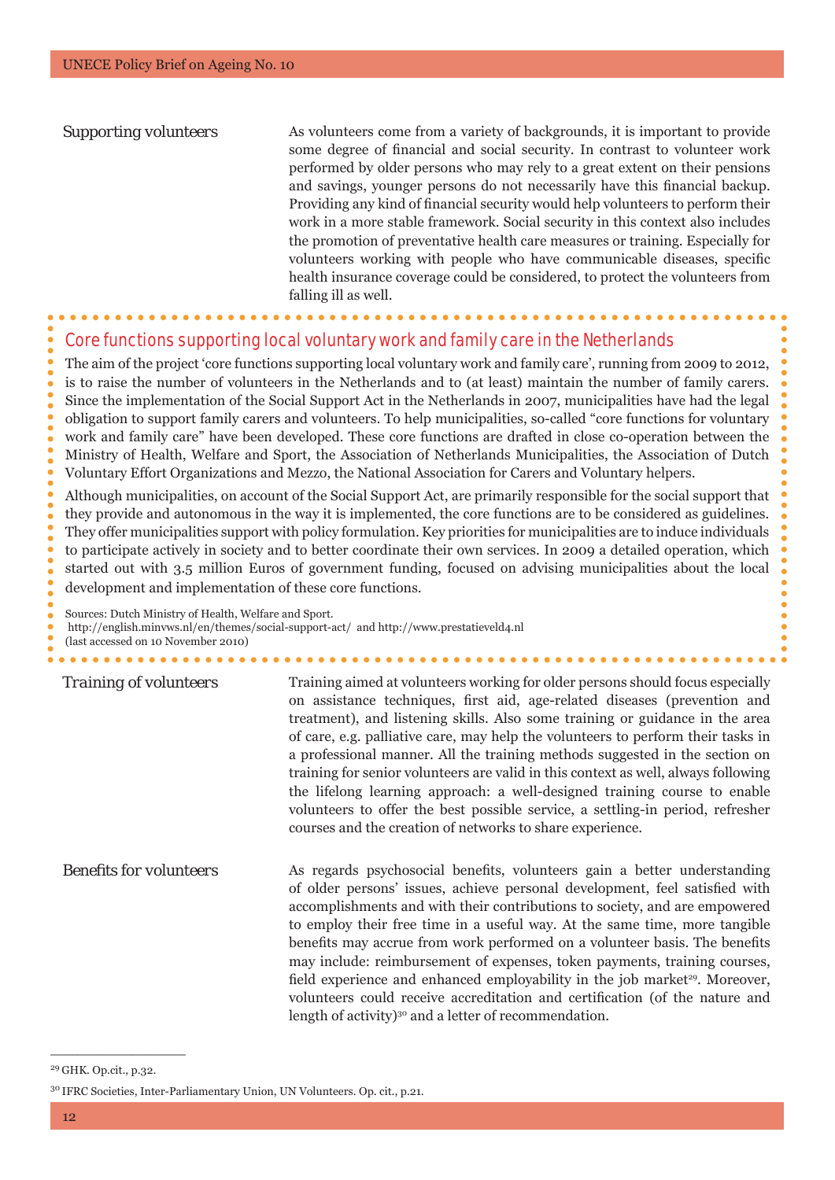## Supporting volunteers

As volunteers come from a variety of backgrounds, it is important to provide some degree of financial and social security. In contrast to volunteer work performed by older persons who may rely to a great extent on their pensions and savings, younger persons do not necessarily have this financial backup. Providing any kind of financial security would help volunteers to perform their work in a more stable framework. Social security in this context also includes the promotion of preventative health care measures or training. Especially for volunteers working with people who have communicable diseases, specific health insurance coverage could be considered, to protect the volunteers from falling ill as well.

### Core functions supporting local voluntary work and family care in the Netherlands

The aim of the project 'core functions supporting local voluntary work and family care', running from 2009 to 2012, is to raise the number of volunteers in the Netherlands and to (at least) maintain the number of family carers. Since the implementation of the Social Support Act in the Netherlands in 2007, municipalities have had the legal obligation to support family carers and volunteers. To help municipalities, so-called "core functions for voluntary work and family care" have been developed. These core functions are drafted in close co-operation between the Ministry of Health, Welfare and Sport, the Association of Netherlands Municipalities, the Association of Dutch Voluntary Effort Organizations and Mezzo, the National Association for Carers and Voluntary helpers.

Although municipalities, on account of the Social Support Act, are primarily responsible for the social support that they provide and autonomous in the way it is implemented, the core functions are to be considered as guidelines. They offer municipalities support with policy formulation. Key priorities for municipalities are to induce individuals to participate actively in society and to better coordinate their own services. In 2009 a detailed operation, which started out with 3.5 million Euros of government funding, focused on advising municipalities about the local development and implementation of these core functions.

Sources: Dutch Ministry of Health, Welfare and Sport.
http://english.minvws.nl/en/themes/social-support-act/ and http://www.prestatieveld4.nl
(last accessed on 10 November 2010)

## Training of volunteers

Training aimed at volunteers working for older persons should focus especially on assistance techniques, first aid, age-related diseases (prevention and treatment), and listening skills. Also some training or guidance in the area of care, e.g. palliative care, may help the volunteers to perform their tasks in a professional manner. All the training methods suggested in the section on training for senior volunteers are valid in this context as well, always following the lifelong learning approach: a well-designed training course to enable volunteers to offer the best possible service, a settling-in period, refresher courses and the creation of networks to share experience.

## Benefits for volunteers

As regards psychosocial benefits, volunteers gain a better understanding of older persons' issues, achieve personal development, feel satisfied with accomplishments and with their contributions to society, and are empowered to employ their free time in a useful way. At the same time, more tangible benefits may accrue from work performed on a volunteer basis. The benefits may include: reimbursement of expenses, token payments, training courses, field experience and enhanced employability in the job market[29]. Moreover, volunteers could receive accreditation and certification (of the nature and length of activity)[30] and a letter of recommendation.

---

[29] GHK. Op.cit., p.32.

[30] IFRC Societies, Inter-Parliamentary Union, UN Volunteers. Op. cit., p.21.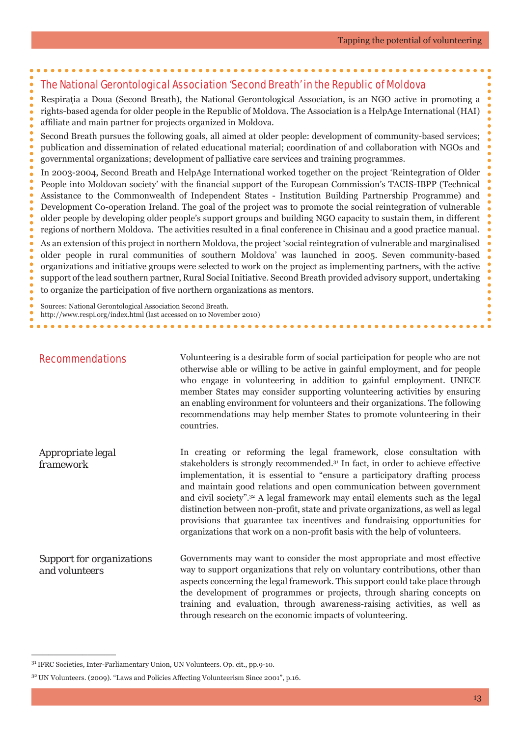## The National Gerontological Association ‘Second Breath’ in the Republic of Moldova

Respiraţia a Doua (Second Breath), the National Gerontological Association, is an NGO active in promoting a rights-based agenda for older people in the Republic of Moldova. The Association is a HelpAge International (HAI) affiliate and main partner for projects organized in Moldova.

Second Breath pursues the following goals, all aimed at older people: development of community-based services; publication and dissemination of related educational material; coordination of and collaboration with NGOs and governmental organizations; development of palliative care services and training programmes.

In 2003-2004, Second Breath and HelpAge International worked together on the project ‘Reintegration of Older People into Moldovan society’ with the financial support of the European Commission’s TACIS-IBPP (Technical Assistance to the Commonwealth of Independent States - Institution Building Partnership Programme) and Development Co-operation Ireland. The goal of the project was to promote the social reintegration of vulnerable older people by developing older people’s support groups and building NGO capacity to sustain them, in different regions of northern Moldova. The activities resulted in a final conference in Chisinau and a good practice manual.

As an extension of this project in northern Moldova, the project ‘social reintegration of vulnerable and marginalised older people in rural communities of southern Moldova’ was launched in 2005. Seven community-based organizations and initiative groups were selected to work on the project as implementing partners, with the active support of the lead southern partner, Rural Social Initiative. Second Breath provided advisory support, undertaking to organize the participation of five northern organizations as mentors.

Sources: National Gerontological Association Second Breath.
http://www.respi.org/index.html (last accessed on 10 November 2010)

## Recommendations

Volunteering is a desirable form of social participation for people who are not otherwise able or willing to be active in gainful employment, and for people who engage in volunteering in addition to gainful employment. UNECE member States may consider supporting volunteering activities by ensuring an enabling environment for volunteers and their organizations. The following recommendations may help member States to promote volunteering in their countries.

### Appropriate legal framework

In creating or reforming the legal framework, close consultation with stakeholders is strongly recommended.[31] In fact, in order to achieve effective implementation, it is essential to “ensure a participatory drafting process and maintain good relations and open communication between government and civil society”.[32] A legal framework may entail elements such as the legal distinction between non-profit, state and private organizations, as well as legal provisions that guarantee tax incentives and fundraising opportunities for organizations that work on a non-profit basis with the help of volunteers.

### Support for organizations and volunteers

Governments may want to consider the most appropriate and most effective way to support organizations that rely on voluntary contributions, other than aspects concerning the legal framework. This support could take place through the development of programmes or projects, through sharing concepts on training and evaluation, through awareness-raising activities, as well as through research on the economic impacts of volunteering.

---

[31] IFRC Societies, Inter-Parliamentary Union, UN Volunteers. Op. cit., pp.9-10.

[32] UN Volunteers. (2009). “Laws and Policies Affecting Volunteerism Since 2001”, p.16.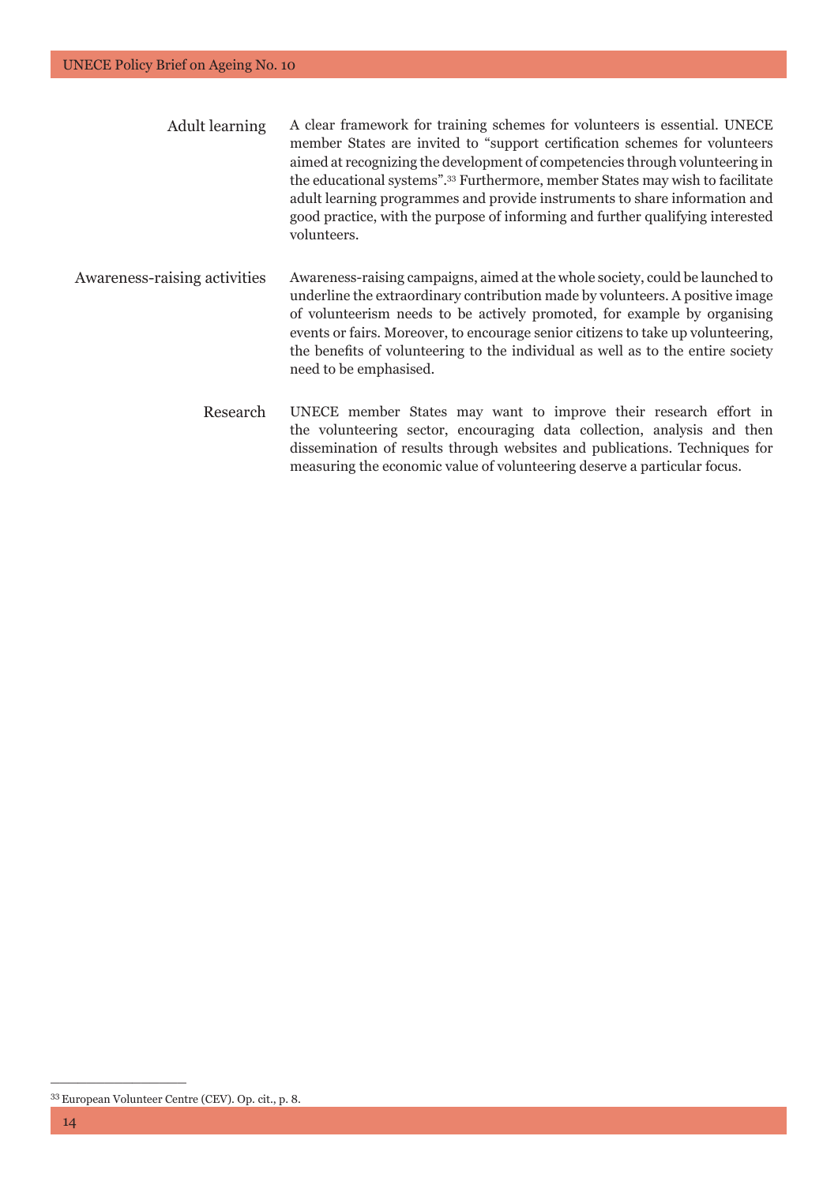**Adult learning**

A clear framework for training schemes for volunteers is essential. UNECE member States are invited to "support certification schemes for volunteers aimed at recognizing the development of competencies through volunteering in the educational systems".[33] Furthermore, member States may wish to facilitate adult learning programmes and provide instruments to share information and good practice, with the purpose of informing and further qualifying interested volunteers.

**Awareness-raising activities**

Awareness-raising campaigns, aimed at the whole society, could be launched to underline the extraordinary contribution made by volunteers. A positive image of volunteerism needs to be actively promoted, for example by organising events or fairs. Moreover, to encourage senior citizens to take up volunteering, the benefits of volunteering to the individual as well as to the entire society need to be emphasised.

**Research**

UNECE member States may want to improve their research effort in the volunteering sector, encouraging data collection, analysis and then dissemination of results through websites and publications. Techniques for measuring the economic value of volunteering deserve a particular focus.

---

[33] European Volunteer Centre (CEV). Op. cit., p. 8.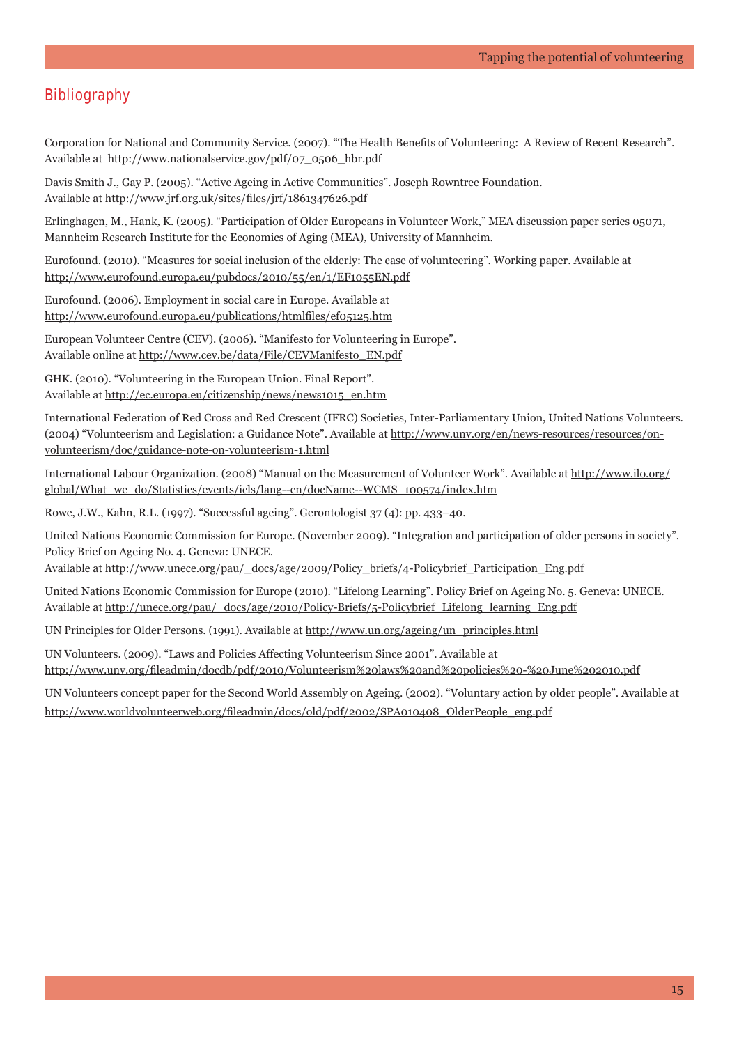## Bibliography

Corporation for National and Community Service. (2007). "The Health Benefits of Volunteering: A Review of Recent Research". Available at http://www.nationalservice.gov/pdf/07_0506_hbr.pdf

Davis Smith J., Gay P. (2005). "Active Ageing in Active Communities". Joseph Rowntree Foundation. Available at http://www.jrf.org.uk/sites/files/jrf/1861347626.pdf

Erlinghagen, M., Hank, K. (2005). "Participation of Older Europeans in Volunteer Work," MEA discussion paper series 05071, Mannheim Research Institute for the Economics of Aging (MEA), University of Mannheim.

Eurofound. (2010). "Measures for social inclusion of the elderly: The case of volunteering". Working paper. Available at http://www.eurofound.europa.eu/pubdocs/2010/55/en/1/EF1055EN.pdf

Eurofound. (2006). Employment in social care in Europe. Available at http://www.eurofound.europa.eu/publications/htmlfiles/ef05125.htm

European Volunteer Centre (CEV). (2006). "Manifesto for Volunteering in Europe". Available online at http://www.cev.be/data/File/CEVManifesto_EN.pdf

GHK. (2010). "Volunteering in the European Union. Final Report". Available at http://ec.europa.eu/citizenship/news/news1015_en.htm

International Federation of Red Cross and Red Crescent (IFRC) Societies, Inter-Parliamentary Union, United Nations Volunteers. (2004) "Volunteerism and Legislation: a Guidance Note". Available at http://www.unv.org/en/news-resources/resources/on-volunteerism/doc/guidance-note-on-volunteerism-1.html

International Labour Organization. (2008) "Manual on the Measurement of Volunteer Work". Available at http://www.ilo.org/global/What_we_do/Statistics/events/icls/lang--en/docName--WCMS_100574/index.htm

Rowe, J.W., Kahn, R.L. (1997). "Successful ageing". Gerontologist 37 (4): pp. 433–40.

United Nations Economic Commission for Europe. (November 2009). "Integration and participation of older persons in society". Policy Brief on Ageing No. 4. Geneva: UNECE.
Available at http://www.unece.org/pau/_docs/age/2009/Policy_briefs/4-Policybrief_Participation_Eng.pdf

United Nations Economic Commission for Europe (2010). "Lifelong Learning". Policy Brief on Ageing No. 5. Geneva: UNECE. Available at http://unece.org/pau/_docs/age/2010/Policy-Briefs/5-Policybrief_Lifelong_learning_Eng.pdf

UN Principles for Older Persons. (1991). Available at http://www.un.org/ageing/un_principles.html

UN Volunteers. (2009). "Laws and Policies Affecting Volunteerism Since 2001". Available at http://www.unv.org/fileadmin/docdb/pdf/2010/Volunteerism%20laws%20and%20policies%20-%20June%202010.pdf

UN Volunteers concept paper for the Second World Assembly on Ageing. (2002). "Voluntary action by older people". Available at http://www.worldvolunteerweb.org/fileadmin/docs/old/pdf/2002/SPA010408_OlderPeople_eng.pdf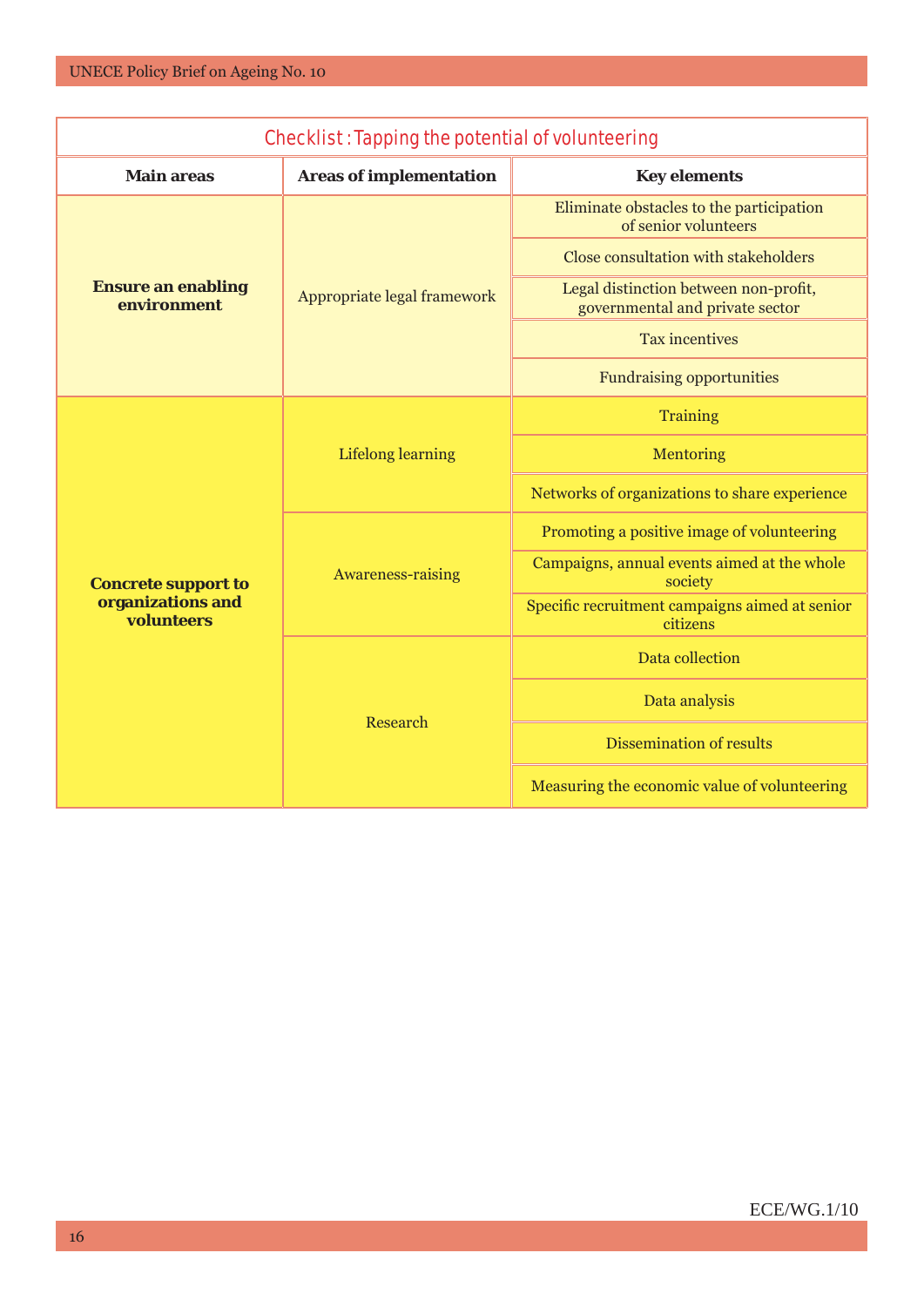## Checklist : Tapping the potential of volunteering

| Main areas | Areas of implementation | Key elements |
|---|---|---|
| **Ensure an enabling environment** | Appropriate legal framework | Eliminate obstacles to the participation of senior volunteers |
| | | Close consultation with stakeholders |
| | | Legal distinction between non-profit, governmental and private sector |
| | | Tax incentives |
| | | Fundraising opportunities |
| **Concrete support to organizations and volunteers** | Lifelong learning | Training |
| | | Mentoring |
| | | Networks of organizations to share experience |
| | Awareness-raising | Promoting a positive image of volunteering |
| | | Campaigns, annual events aimed at the whole society |
| | | Specific recruitment campaigns aimed at senior citizens |
| | Research | Data collection |
| | | Data analysis |
| | | Dissemination of results |
| | | Measuring the economic value of volunteering |

ECE/WG.1/10